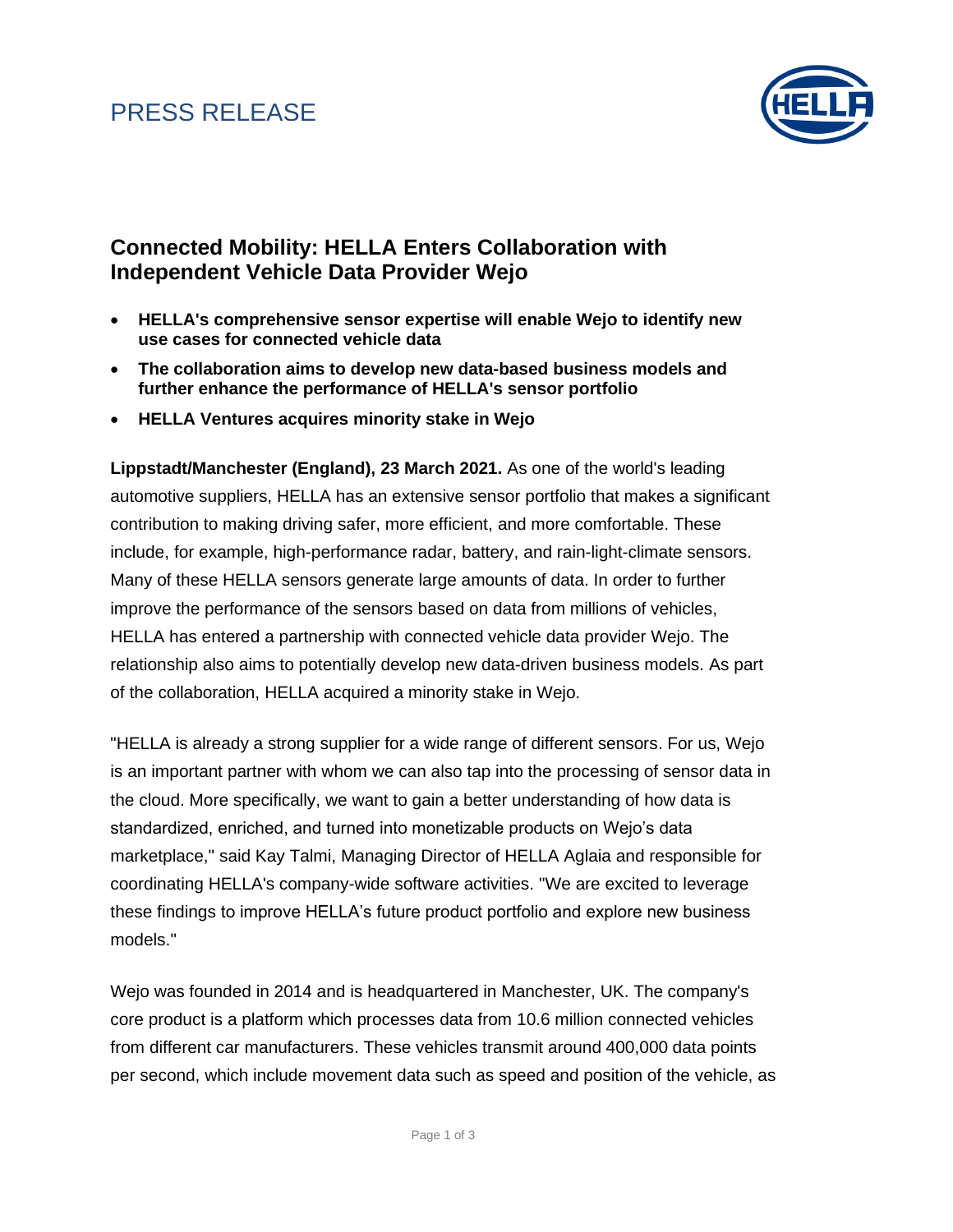PRESS RELEASE

## Connected Mobility: HELLA Enters Collaboration with Independent Vehicle Data Provider Wejo

- **HELLA's comprehensive sensor expertise will enable Wejo to identify new use cases for connected vehicle data**
- **The collaboration aims to develop new data-based business models and further enhance the performance of HELLA's sensor portfolio**
- **HELLA Ventures acquires minority stake in Wejo**

**Lippstadt/Manchester (England), 23 March 2021.** As one of the world's leading automotive suppliers, HELLA has an extensive sensor portfolio that makes a significant contribution to making driving safer, more efficient, and more comfortable. These include, for example, high-performance radar, battery, and rain-light-climate sensors. Many of these HELLA sensors generate large amounts of data. In order to further improve the performance of the sensors based on data from millions of vehicles, HELLA has entered a partnership with connected vehicle data provider Wejo. The relationship also aims to potentially develop new data-driven business models. As part of the collaboration, HELLA acquired a minority stake in Wejo.

"HELLA is already a strong supplier for a wide range of different sensors. For us, Wejo is an important partner with whom we can also tap into the processing of sensor data in the cloud. More specifically, we want to gain a better understanding of how data is standardized, enriched, and turned into monetizable products on Wejo's data marketplace," said Kay Talmi, Managing Director of HELLA Aglaia and responsible for coordinating HELLA's company-wide software activities. "We are excited to leverage these findings to improve HELLA's future product portfolio and explore new business models."

Wejo was founded in 2014 and is headquartered in Manchester, UK. The company's core product is a platform which processes data from 10.6 million connected vehicles from different car manufacturers. These vehicles transmit around 400,000 data points per second, which include movement data such as speed and position of the vehicle, as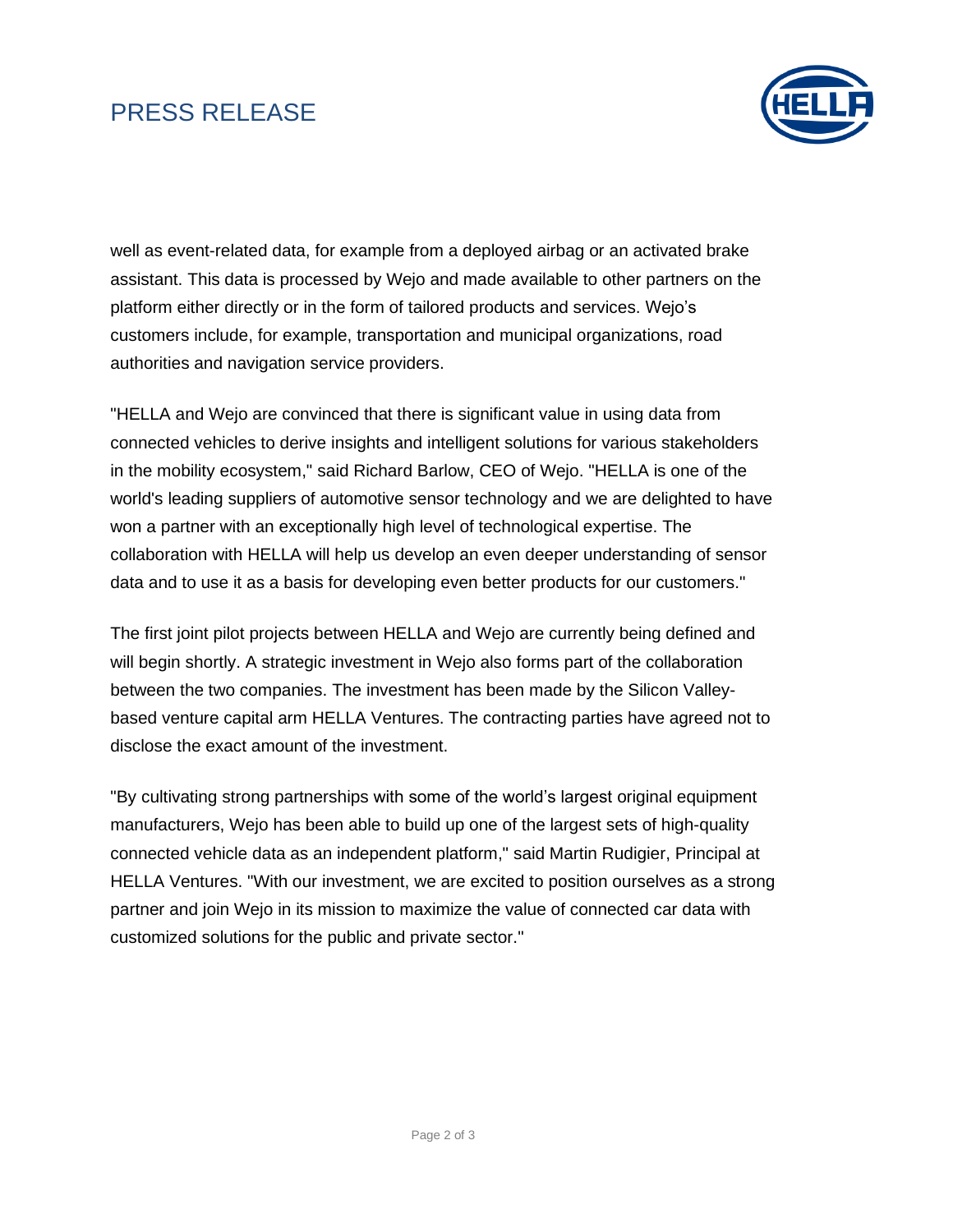well as event-related data, for example from a deployed airbag or an activated brake assistant. This data is processed by Wejo and made available to other partners on the platform either directly or in the form of tailored products and services. Wejo's customers include, for example, transportation and municipal organizations, road authorities and navigation service providers.

"HELLA and Wejo are convinced that there is significant value in using data from connected vehicles to derive insights and intelligent solutions for various stakeholders in the mobility ecosystem," said Richard Barlow, CEO of Wejo. "HELLA is one of the world's leading suppliers of automotive sensor technology and we are delighted to have won a partner with an exceptionally high level of technological expertise. The collaboration with HELLA will help us develop an even deeper understanding of sensor data and to use it as a basis for developing even better products for our customers."

The first joint pilot projects between HELLA and Wejo are currently being defined and will begin shortly. A strategic investment in Wejo also forms part of the collaboration between the two companies. The investment has been made by the Silicon Valley-based venture capital arm HELLA Ventures. The contracting parties have agreed not to disclose the exact amount of the investment.

"By cultivating strong partnerships with some of the world's largest original equipment manufacturers, Wejo has been able to build up one of the largest sets of high-quality connected vehicle data as an independent platform," said Martin Rudigier, Principal at HELLA Ventures. "With our investment, we are excited to position ourselves as a strong partner and join Wejo in its mission to maximize the value of connected car data with customized solutions for the public and private sector."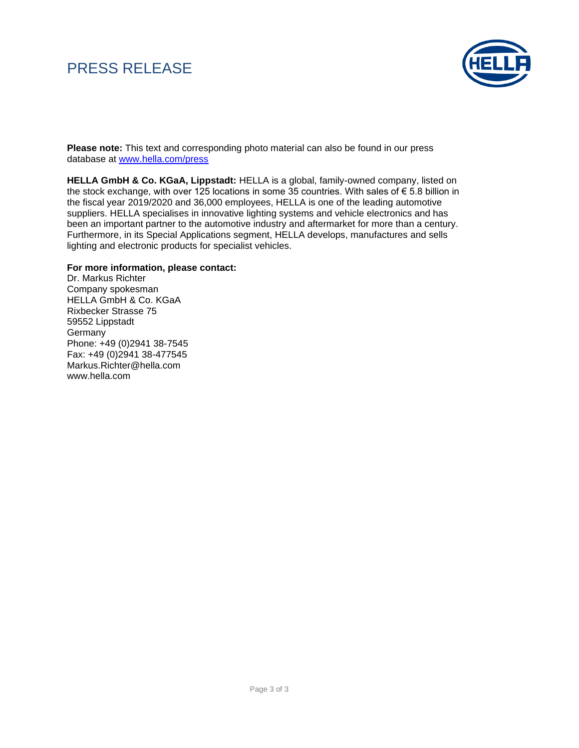**Please note:** This text and corresponding photo material can also be found in our press database at [www.hella.com/press](www.hella.com/press)

**HELLA GmbH & Co. KGaA, Lippstadt:** HELLA is a global, family-owned company, listed on the stock exchange, with over 125 locations in some 35 countries. With sales of € 5.8 billion in the fiscal year 2019/2020 and 36,000 employees, HELLA is one of the leading automotive suppliers. HELLA specialises in innovative lighting systems and vehicle electronics and has been an important partner to the automotive industry and aftermarket for more than a century. Furthermore, in its Special Applications segment, HELLA develops, manufactures and sells lighting and electronic products for specialist vehicles.

**For more information, please contact:**
Dr. Markus Richter
Company spokesman
HELLA GmbH & Co. KGaA
Rixbecker Strasse 75
59552 Lippstadt
Germany
Phone: +49 (0)2941 38-7545
Fax: +49 (0)2941 38-477545
Markus.Richter@hella.com
www.hella.com